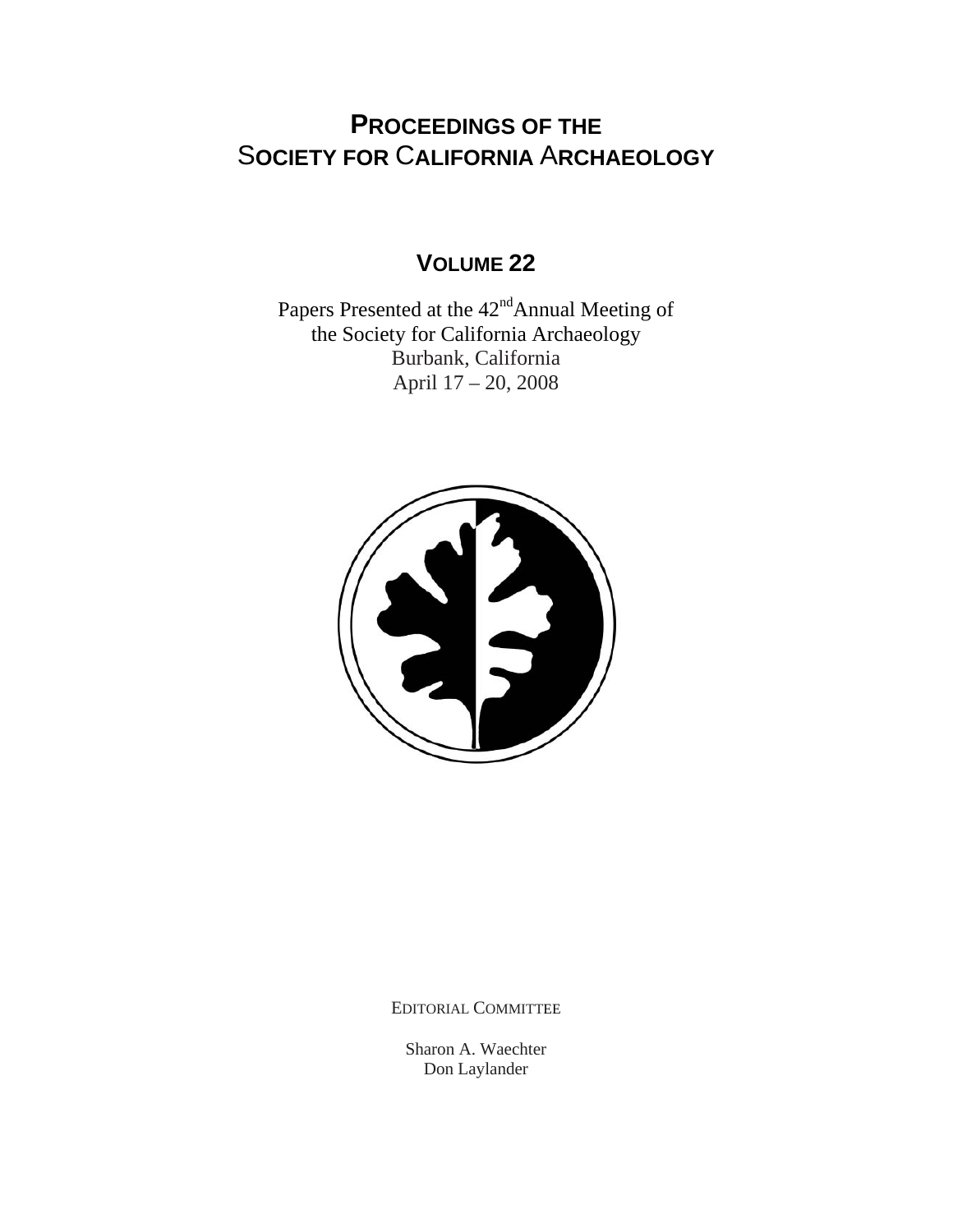# PROCEEDINGS OF THE SOCIETY FOR CALIFORNIA ARCHAEOLOGY

## VOLUME 22

Papers Presented at the 42nd Annual Meeting of the Society for California Archaeology
Burbank, California
April 17 – 20, 2008

EDITORIAL COMMITTEE

Sharon A. Waechter
Don Laylander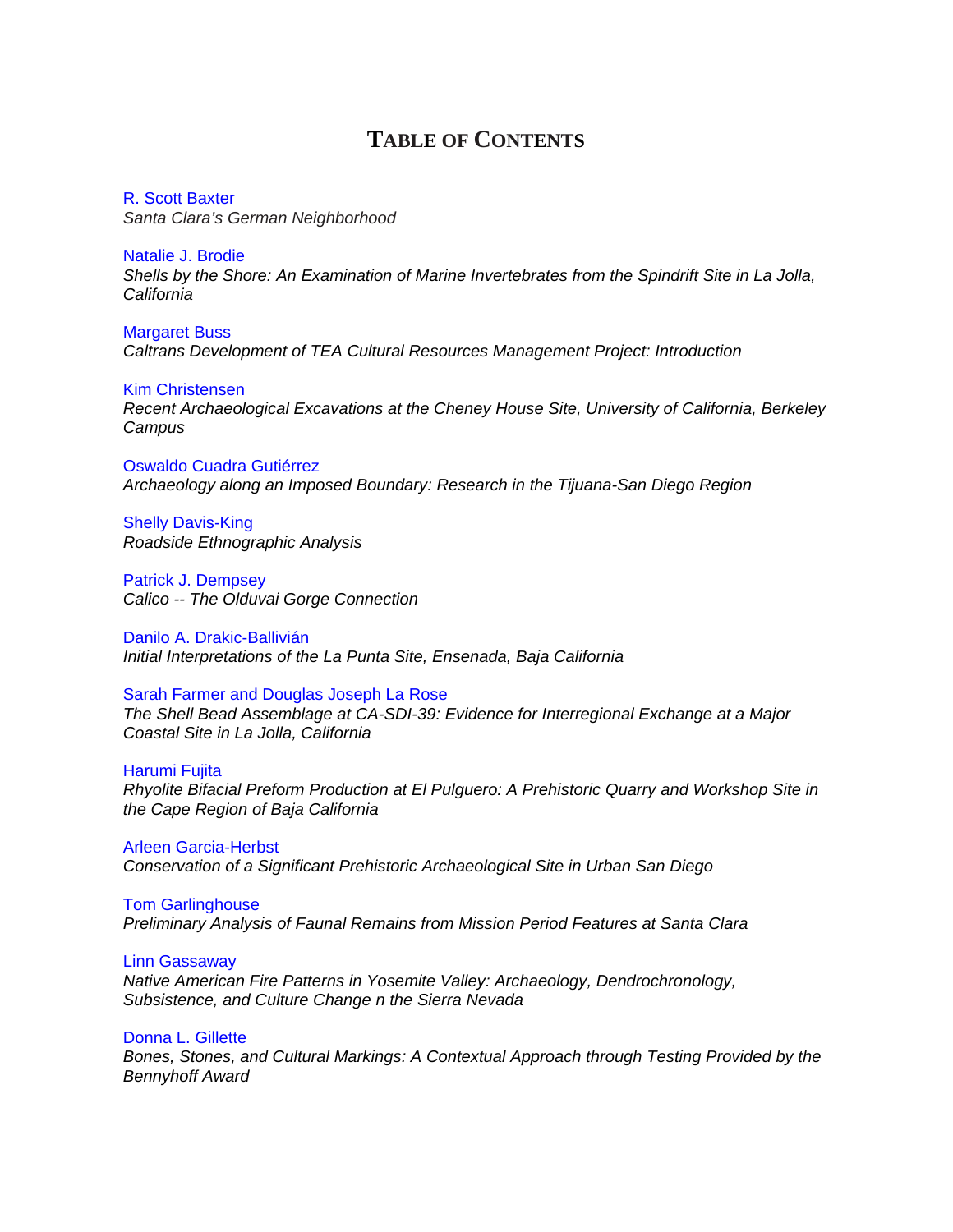# TABLE OF CONTENTS

R. Scott Baxter
*Santa Clara's German Neighborhood*

Natalie J. Brodie
*Shells by the Shore: An Examination of Marine Invertebrates from the Spindrift Site in La Jolla, California*

Margaret Buss
*Caltrans Development of TEA Cultural Resources Management Project: Introduction*

Kim Christensen
*Recent Archaeological Excavations at the Cheney House Site, University of California, Berkeley Campus*

Oswaldo Cuadra Gutiérrez
*Archaeology along an Imposed Boundary: Research in the Tijuana-San Diego Region*

Shelly Davis-King
*Roadside Ethnographic Analysis*

Patrick J. Dempsey
*Calico -- The Olduvai Gorge Connection*

Danilo A. Drakic-Ballivián
*Initial Interpretations of the La Punta Site, Ensenada, Baja California*

Sarah Farmer and Douglas Joseph La Rose
*The Shell Bead Assemblage at CA-SDI-39: Evidence for Interregional Exchange at a Major Coastal Site in La Jolla, California*

Harumi Fujita
*Rhyolite Bifacial Preform Production at El Pulguero: A Prehistoric Quarry and Workshop Site in the Cape Region of Baja California*

Arleen Garcia-Herbst
*Conservation of a Significant Prehistoric Archaeological Site in Urban San Diego*

Tom Garlinghouse
*Preliminary Analysis of Faunal Remains from Mission Period Features at Santa Clara*

Linn Gassaway
*Native American Fire Patterns in Yosemite Valley: Archaeology, Dendrochronology, Subsistence, and Culture Change n the Sierra Nevada*

Donna L. Gillette
*Bones, Stones, and Cultural Markings: A Contextual Approach through Testing Provided by the Bennyhoff Award*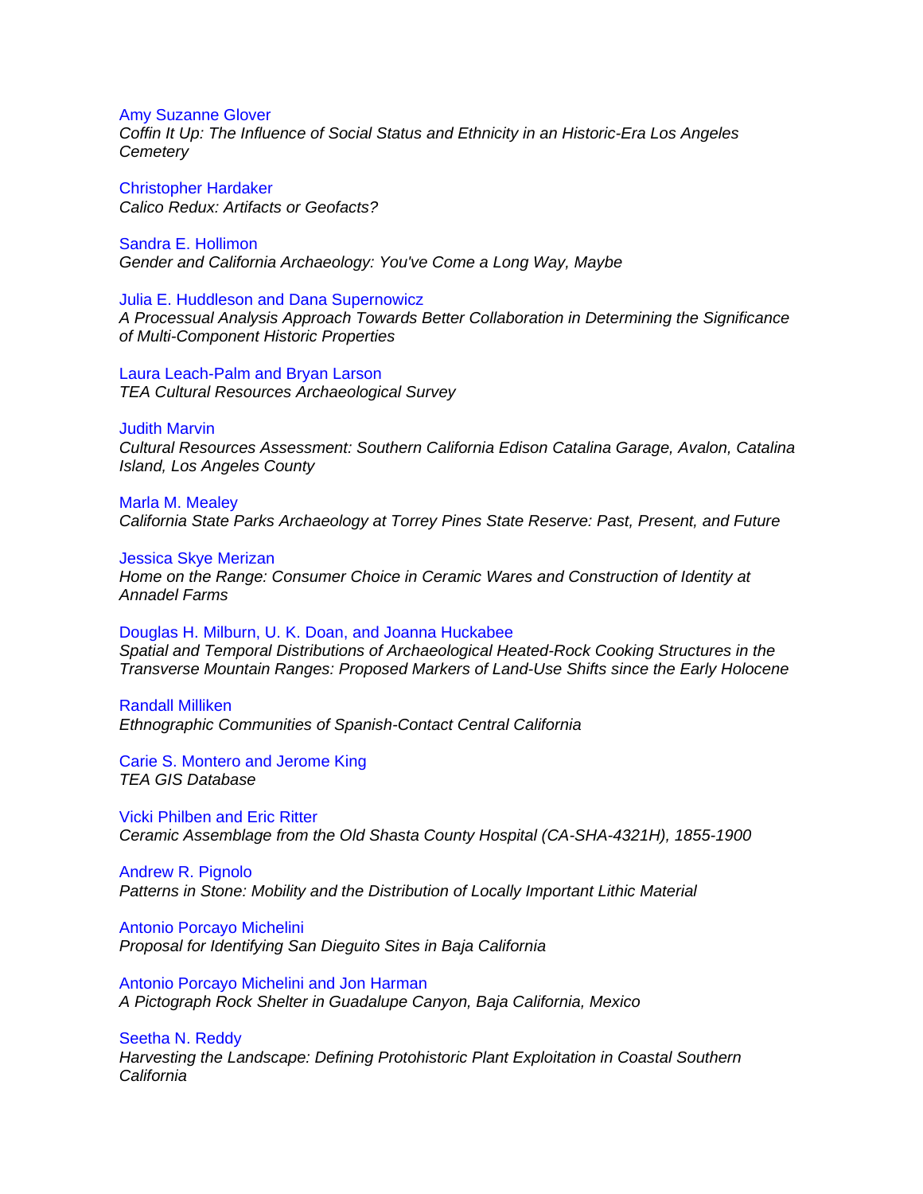Amy Suzanne Glover
*Coffin It Up: The Influence of Social Status and Ethnicity in an Historic-Era Los Angeles Cemetery*

Christopher Hardaker
*Calico Redux: Artifacts or Geofacts?*

Sandra E. Hollimon
*Gender and California Archaeology: You've Come a Long Way, Maybe*

Julia E. Huddleson and Dana Supernowicz
*A Processual Analysis Approach Towards Better Collaboration in Determining the Significance of Multi-Component Historic Properties*

Laura Leach-Palm and Bryan Larson
*TEA Cultural Resources Archaeological Survey*

Judith Marvin
*Cultural Resources Assessment: Southern California Edison Catalina Garage, Avalon, Catalina Island, Los Angeles County*

Marla M. Mealey
*California State Parks Archaeology at Torrey Pines State Reserve: Past, Present, and Future*

Jessica Skye Merizan
*Home on the Range: Consumer Choice in Ceramic Wares and Construction of Identity at Annadel Farms*

Douglas H. Milburn, U. K. Doan, and Joanna Huckabee
*Spatial and Temporal Distributions of Archaeological Heated-Rock Cooking Structures in the Transverse Mountain Ranges: Proposed Markers of Land-Use Shifts since the Early Holocene*

Randall Milliken
*Ethnographic Communities of Spanish-Contact Central California*

Carie S. Montero and Jerome King
*TEA GIS Database*

Vicki Philben and Eric Ritter
*Ceramic Assemblage from the Old Shasta County Hospital (CA-SHA-4321H), 1855-1900*

Andrew R. Pignolo
*Patterns in Stone: Mobility and the Distribution of Locally Important Lithic Material*

Antonio Porcayo Michelini
*Proposal for Identifying San Dieguito Sites in Baja California*

Antonio Porcayo Michelini and Jon Harman
*A Pictograph Rock Shelter in Guadalupe Canyon, Baja California, Mexico*

Seetha N. Reddy
*Harvesting the Landscape: Defining Protohistoric Plant Exploitation in Coastal Southern California*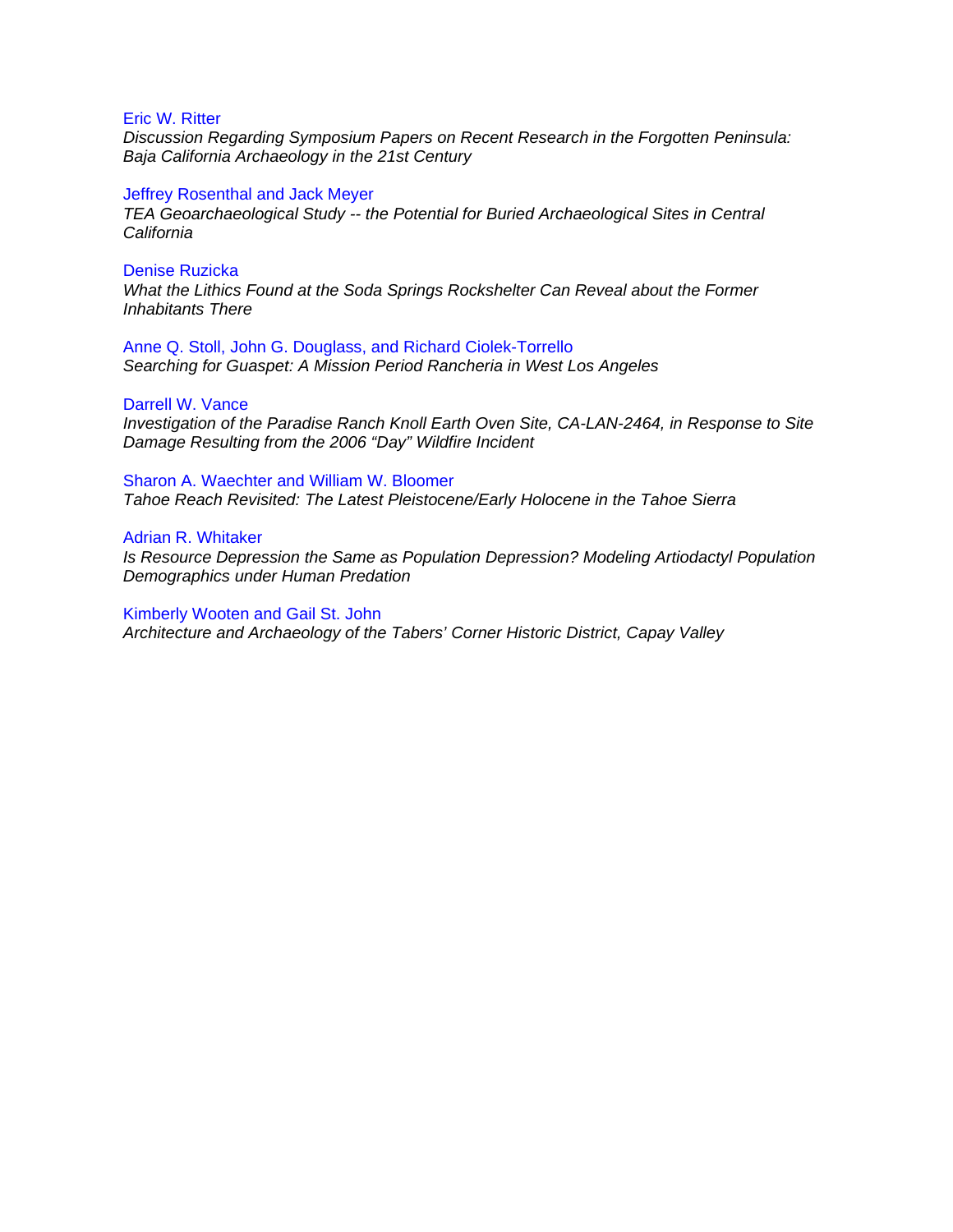Eric W. Ritter
*Discussion Regarding Symposium Papers on Recent Research in the Forgotten Peninsula: Baja California Archaeology in the 21st Century*

Jeffrey Rosenthal and Jack Meyer
*TEA Geoarchaeological Study -- the Potential for Buried Archaeological Sites in Central California*

Denise Ruzicka
*What the Lithics Found at the Soda Springs Rockshelter Can Reveal about the Former Inhabitants There*

Anne Q. Stoll, John G. Douglass, and Richard Ciolek-Torrello
*Searching for Guaspet: A Mission Period Rancheria in West Los Angeles*

Darrell W. Vance
*Investigation of the Paradise Ranch Knoll Earth Oven Site, CA-LAN-2464, in Response to Site Damage Resulting from the 2006 "Day" Wildfire Incident*

Sharon A. Waechter and William W. Bloomer
*Tahoe Reach Revisited: The Latest Pleistocene/Early Holocene in the Tahoe Sierra*

Adrian R. Whitaker
*Is Resource Depression the Same as Population Depression? Modeling Artiodactyl Population Demographics under Human Predation*

Kimberly Wooten and Gail St. John
*Architecture and Archaeology of the Tabers' Corner Historic District, Capay Valley*